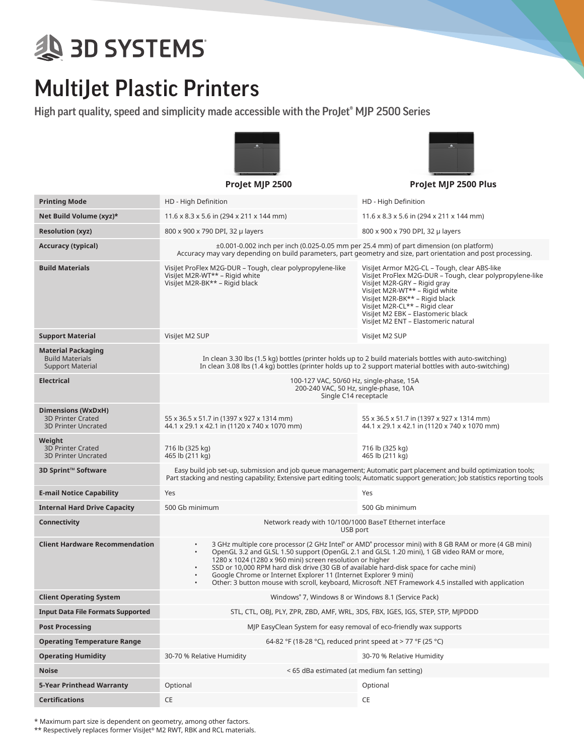3D SYSTEMS

# MultiJet Plastic Printers

## High part quality, speed and simplicity made accessible with the ProJet® MJP 2500 Series

| | ProJet MJP 2500 | ProJet MJP 2500 Plus |
|---|---|---|
| **Printing Mode** | HD - High Definition | HD - High Definition |
| **Net Build Volume (xyz)*** | 11.6 x 8.3 x 5.6 in (294 x 211 x 144 mm) | 11.6 x 8.3 x 5.6 in (294 x 211 x 144 mm) |
| **Resolution (xyz)** | 800 x 900 x 790 DPI, 32 μ layers | 800 x 900 x 790 DPI, 32 μ layers |
| **Accuracy (typical)** | ±0.001-0.002 inch per inch (0.025-0.05 mm per 25.4 mm) of part dimension (on platform)<br>Accuracy may vary depending on build parameters, part geometry and size, part orientation and post processing. | |
| **Build Materials** | VisiJet ProFlex M2G-DUR – Tough, clear polypropylene-like<br>VisiJet M2R-WT** – Rigid white<br>VisiJet M2R-BK** – Rigid black | VisiJet Armor M2G-CL – Tough, clear ABS-like<br>VisiJet ProFlex M2G-DUR – Tough, clear polypropylene-like<br>VisiJet M2R-GRY – Rigid gray<br>VisiJet M2R-WT** – Rigid white<br>VisiJet M2R-BK** – Rigid black<br>VisiJet M2R-CL** – Rigid clear<br>VisiJet M2 EBK – Elastomeric black<br>VisiJet M2 ENT – Elastomeric natural |
| **Support Material** | VisiJet M2 SUP | VisiJet M2 SUP |
| **Material Packaging**<br>Build Materials<br>Support Material | In clean 3.30 lbs (1.5 kg) bottles (printer holds up to 2 build materials bottles with auto-switching)<br>In clean 3.08 lbs (1.4 kg) bottles (printer holds up to 2 support material bottles with auto-switching) | |
| **Electrical** | 100-127 VAC, 50/60 Hz, single-phase, 15A<br>200-240 VAC, 50 Hz, single-phase, 10A<br>Single C14 receptacle | |
| **Dimensions (WxDxH)**<br>3D Printer Crated<br>3D Printer Uncrated | 55 x 36.5 x 51.7 in (1397 x 927 x 1314 mm)<br>44.1 x 29.1 x 42.1 in (1120 x 740 x 1070 mm) | 55 x 36.5 x 51.7 in (1397 x 927 x 1314 mm)<br>44.1 x 29.1 x 42.1 in (1120 x 740 x 1070 mm) |
| **Weight**<br>3D Printer Crated<br>3D Printer Uncrated | 716 lb (325 kg)<br>465 lb (211 kg) | 716 lb (325 kg)<br>465 lb (211 kg) |
| **3D Sprint™ Software** | Easy build job set-up, submission and job queue management; Automatic part placement and build optimization tools; Part stacking and nesting capability; Extensive part editing tools; Automatic support generation; Job statistics reporting tools | |
| **E-mail Notice Capability** | Yes | Yes |
| **Internal Hard Drive Capacity** | 500 Gb minimum | 500 Gb minimum |
| **Connectivity** | Network ready with 10/100/1000 BaseT Ethernet interface<br>USB port | |
| **Client Hardware Recommendation** | • 3 GHz multiple core processor (2 GHz Intel® or AMD® processor mini) with 8 GB RAM or more (4 GB mini)<br>• OpenGL 3.2 and GLSL 1.50 support (OpenGL 2.1 and GLSL 1.20 mini), 1 GB video RAM or more, 1280 x 1024 (1280 x 960 mini) screen resolution or higher<br>• SSD or 10,000 RPM hard disk drive (30 GB of available hard-disk space for cache mini)<br>• Google Chrome or Internet Explorer 11 (Internet Explorer 9 mini)<br>• Other: 3 button mouse with scroll, keyboard, Microsoft .NET Framework 4.5 installed with application | |
| **Client Operating System** | Windows® 7, Windows 8 or Windows 8.1 (Service Pack) | |
| **Input Data File Formats Supported** | STL, CTL, OBJ, PLY, ZPR, ZBD, AMF, WRL, 3DS, FBX, IGES, IGS, STEP, STP, MJPDDD | |
| **Post Processing** | MJP EasyClean System for easy removal of eco-friendly wax supports | |
| **Operating Temperature Range** | 64-82 °F (18-28 °C), reduced print speed at > 77 °F (25 °C) | |
| **Operating Humidity** | 30-70 % Relative Humidity | 30-70 % Relative Humidity |
| **Noise** | < 65 dBa estimated (at medium fan setting) | |
| **5-Year Printhead Warranty** | Optional | Optional |
| **Certifications** | CE | CE |

* Maximum part size is dependent on geometry, among other factors.
** Respectively replaces former VisiJet® M2 RWT, RBK and RCL materials.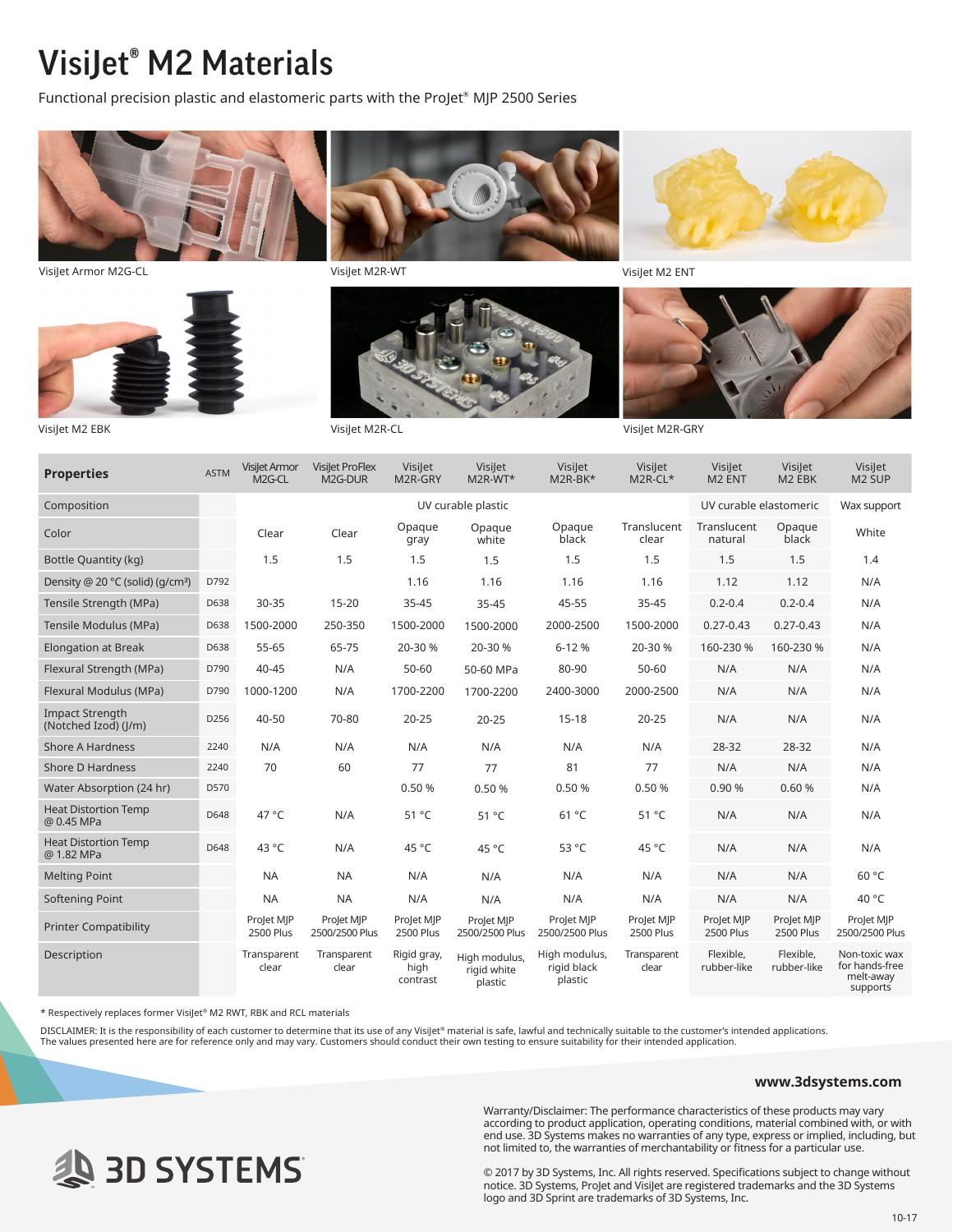# VisiJet® M2 Materials

Functional precision plastic and elastomeric parts with the ProJet® MJP 2500 Series

VisiJet Armor M2G-CL

VisiJet M2R-WT

VisiJet M2 ENT

VisiJet M2 EBK

VisiJet M2R-CL

VisiJet M2R-GRY

| Properties | ASTM | VisiJet Armor M2G-CL | VisiJet ProFlex M2G-DUR | VisiJet M2R-GRY | VisiJet M2R-WT* | VisiJet M2R-BK* | VisiJet M2R-CL* | VisiJet M2 ENT | VisiJet M2 EBK | VisiJet M2 SUP |
|---|---|---|---|---|---|---|---|---|---|---|
| Composition | | UV curable plastic | | | | | | UV curable elastomeric | | Wax support |
| Color | | Clear | Clear | Opaque gray | Opaque white | Opaque black | Translucent clear | Translucent natural | Opaque black | White |
| Bottle Quantity (kg) | | 1.5 | 1.5 | 1.5 | 1.5 | 1.5 | 1.5 | 1.5 | 1.5 | 1.4 |
| Density @ 20 °C (solid) (g/cm³) | D792 | | | 1.16 | 1.16 | 1.16 | 1.16 | 1.12 | 1.12 | N/A |
| Tensile Strength (MPa) | D638 | 30-35 | 15-20 | 35-45 | 35-45 | 45-55 | 35-45 | 0.2-0.4 | 0.2-0.4 | N/A |
| Tensile Modulus (MPa) | D638 | 1500-2000 | 250-350 | 1500-2000 | 1500-2000 | 2000-2500 | 1500-2000 | 0.27-0.43 | 0.27-0.43 | N/A |
| Elongation at Break | D638 | 55-65 | 65-75 | 20-30 % | 20-30 % | 6-12 % | 20-30 % | 160-230 % | 160-230 % | N/A |
| Flexural Strength (MPa) | D790 | 40-45 | N/A | 50-60 | 50-60 MPa | 80-90 | 50-60 | N/A | N/A | N/A |
| Flexural Modulus (MPa) | D790 | 1000-1200 | N/A | 1700-2200 | 1700-2200 | 2400-3000 | 2000-2500 | N/A | N/A | N/A |
| Impact Strength (Notched Izod) (J/m) | D256 | 40-50 | 70-80 | 20-25 | 20-25 | 15-18 | 20-25 | N/A | N/A | N/A |
| Shore A Hardness | 2240 | N/A | N/A | N/A | N/A | N/A | N/A | 28-32 | 28-32 | N/A |
| Shore D Hardness | 2240 | 70 | 60 | 77 | 77 | 81 | 77 | N/A | N/A | N/A |
| Water Absorption (24 hr) | D570 | | | 0.50 % | 0.50 % | 0.50 % | 0.50 % | 0.90 % | 0.60 % | N/A |
| Heat Distortion Temp @ 0.45 MPa | D648 | 47 °C | N/A | 51 °C | 51 °C | 61 °C | 51 °C | N/A | N/A | N/A |
| Heat Distortion Temp @ 1.82 MPa | D648 | 43 °C | N/A | 45 °C | 45 °C | 53 °C | 45 °C | N/A | N/A | N/A |
| Melting Point | | NA | NA | N/A | N/A | N/A | N/A | N/A | N/A | 60 °C |
| Softening Point | | NA | NA | N/A | N/A | N/A | N/A | N/A | N/A | 40 °C |
| Printer Compatibility | | ProJet MJP 2500 Plus | ProJet MJP 2500/2500 Plus | ProJet MJP 2500 Plus | ProJet MJP 2500/2500 Plus | ProJet MJP 2500/2500 Plus | ProJet MJP 2500 Plus | ProJet MJP 2500 Plus | ProJet MJP 2500 Plus | ProJet MJP 2500/2500 Plus |
| Description | | Transparent clear | Transparent clear | Rigid gray, high contrast | High modulus, rigid white plastic | High modulus, rigid black plastic | Transparent clear | Flexible, rubber-like | Flexible, rubber-like | Non-toxic wax for hands-free melt-away supports |

* Respectively replaces former VisiJet® M2 RWT, RBK and RCL materials

DISCLAIMER: It is the responsibility of each customer to determine that its use of any VisiJet® material is safe, lawful and technically suitable to the customer's intended applications. The values presented here are for reference only and may vary. Customers should conduct their own testing to ensure suitability for their intended application.

**www.3dsystems.com**

3D SYSTEMS

Warranty/Disclaimer: The performance characteristics of these products may vary according to product application, operating conditions, material combined with, or with end use. 3D Systems makes no warranties of any type, express or implied, including, but not limited to, the warranties of merchantability or fitness for a particular use.

© 2017 by 3D Systems, Inc. All rights reserved. Specifications subject to change without notice. 3D Systems, ProJet and VisiJet are registered trademarks and the 3D Systems logo and 3D Sprint are trademarks of 3D Systems, Inc.

10-17